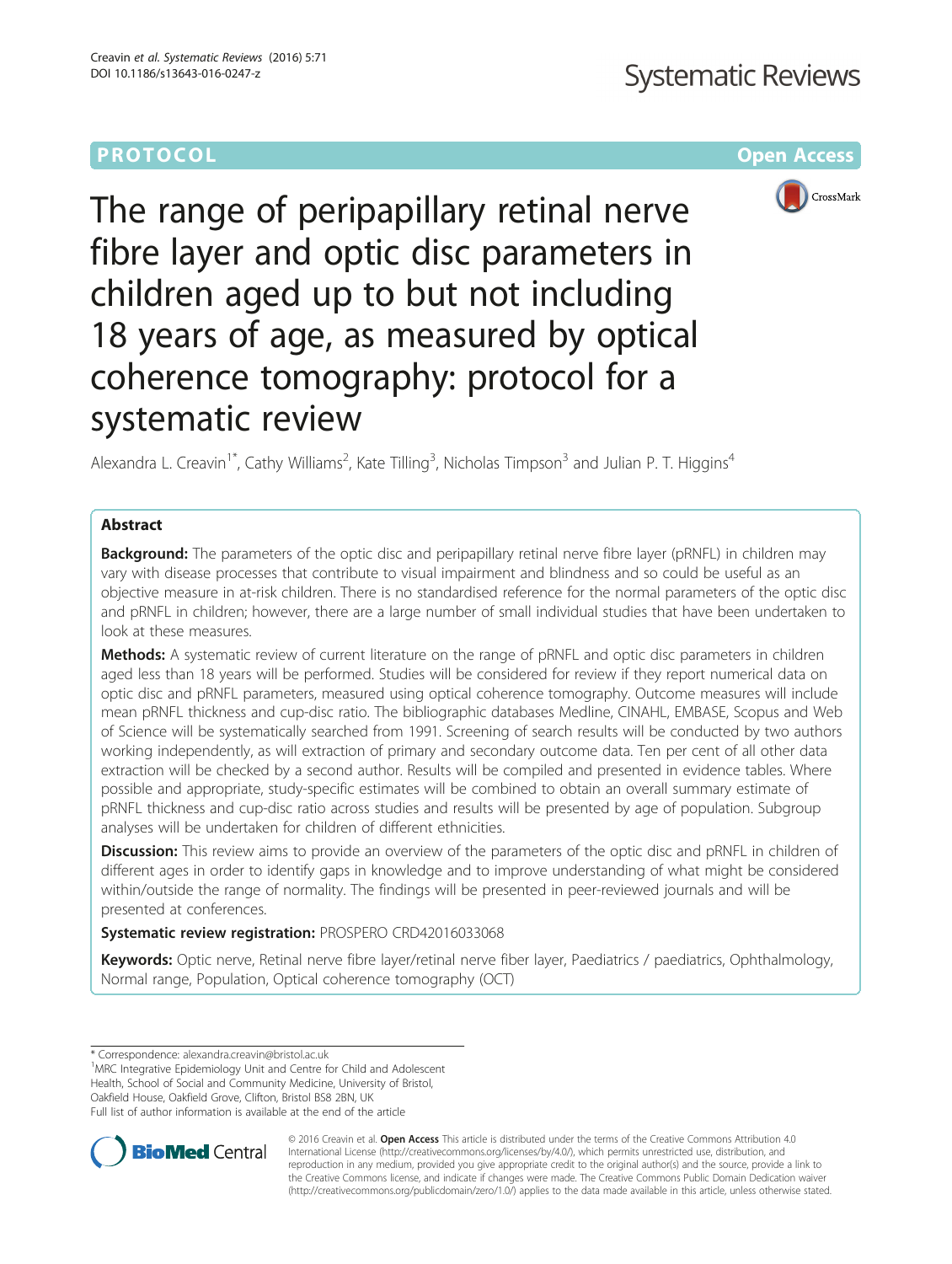PROTOCOL Open Access

# The range of peripapillary retinal nerve fibre layer and optic disc parameters in children aged up to but not including 18 years of age, as measured by optical coherence tomography: protocol for a systematic review

Alexandra L. Creavin[1*], Cathy Williams[2], Kate Tilling[3], Nicholas Timpson[3] and Julian P. T. Higgins[4]

## Abstract

**Background:** The parameters of the optic disc and peripapillary retinal nerve fibre layer (pRNFL) in children may vary with disease processes that contribute to visual impairment and blindness and so could be useful as an objective measure in at-risk children. There is no standardised reference for the normal parameters of the optic disc and pRNFL in children; however, there are a large number of small individual studies that have been undertaken to look at these measures.

**Methods:** A systematic review of current literature on the range of pRNFL and optic disc parameters in children aged less than 18 years will be performed. Studies will be considered for review if they report numerical data on optic disc and pRNFL parameters, measured using optical coherence tomography. Outcome measures will include mean pRNFL thickness and cup-disc ratio. The bibliographic databases Medline, CINAHL, EMBASE, Scopus and Web of Science will be systematically searched from 1991. Screening of search results will be conducted by two authors working independently, as will extraction of primary and secondary outcome data. Ten per cent of all other data extraction will be checked by a second author. Results will be compiled and presented in evidence tables. Where possible and appropriate, study-specific estimates will be combined to obtain an overall summary estimate of pRNFL thickness and cup-disc ratio across studies and results will be presented by age of population. Subgroup analyses will be undertaken for children of different ethnicities.

**Discussion:** This review aims to provide an overview of the parameters of the optic disc and pRNFL in children of different ages in order to identify gaps in knowledge and to improve understanding of what might be considered within/outside the range of normality. The findings will be presented in peer-reviewed journals and will be presented at conferences.

**Systematic review registration:** PROSPERO CRD42016033068

**Keywords:** Optic nerve, Retinal nerve fibre layer/retinal nerve fiber layer, Paediatrics / paediatrics, Ophthalmology, Normal range, Population, Optical coherence tomography (OCT)

\* Correspondence: alexandra.creavin@bristol.ac.uk

[1]MRC Integrative Epidemiology Unit and Centre for Child and Adolescent Health, School of Social and Community Medicine, University of Bristol, Oakfield House, Oakfield Grove, Clifton, Bristol BS8 2BN, UK

Full list of author information is available at the end of the article

© 2016 Creavin et al. **Open Access** This article is distributed under the terms of the Creative Commons Attribution 4.0 International License (http://creativecommons.org/licenses/by/4.0/), which permits unrestricted use, distribution, and reproduction in any medium, provided you give appropriate credit to the original author(s) and the source, provide a link to the Creative Commons license, and indicate if changes were made. The Creative Commons Public Domain Dedication waiver (http://creativecommons.org/publicdomain/zero/1.0/) applies to the data made available in this article, unless otherwise stated.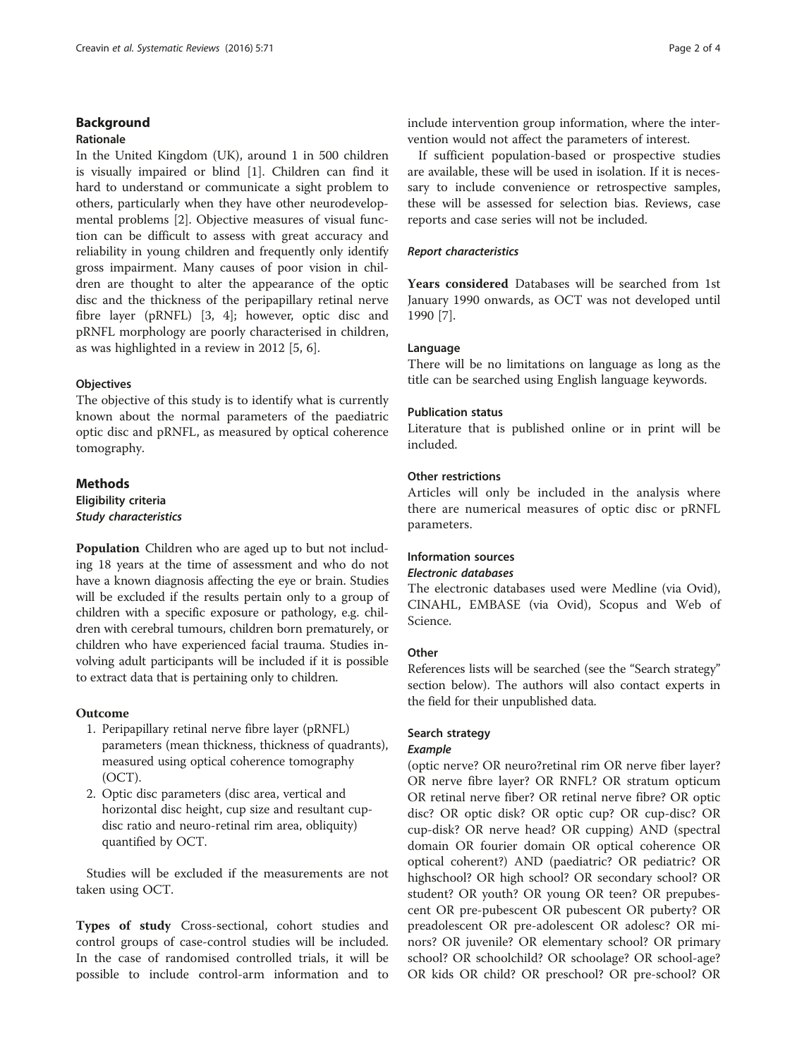## Background

### Rationale

In the United Kingdom (UK), around 1 in 500 children is visually impaired or blind [1]. Children can find it hard to understand or communicate a sight problem to others, particularly when they have other neurodevelopmental problems [2]. Objective measures of visual function can be difficult to assess with great accuracy and reliability in young children and frequently only identify gross impairment. Many causes of poor vision in children are thought to alter the appearance of the optic disc and the thickness of the peripapillary retinal nerve fibre layer (pRNFL) [3, 4]; however, optic disc and pRNFL morphology are poorly characterised in children, as was highlighted in a review in 2012 [5, 6].

### Objectives

The objective of this study is to identify what is currently known about the normal parameters of the paediatric optic disc and pRNFL, as measured by optical coherence tomography.

## Methods

### Eligibility criteria

#### *Study characteristics*

**Population** Children who are aged up to but not including 18 years at the time of assessment and who do not have a known diagnosis affecting the eye or brain. Studies will be excluded if the results pertain only to a group of children with a specific exposure or pathology, e.g. children with cerebral tumours, children born prematurely, or children who have experienced facial trauma. Studies involving adult participants will be included if it is possible to extract data that is pertaining only to children.

**Outcome**

1. Peripapillary retinal nerve fibre layer (pRNFL) parameters (mean thickness, thickness of quadrants), measured using optical coherence tomography (OCT).
2. Optic disc parameters (disc area, vertical and horizontal disc height, cup size and resultant cup-disc ratio and neuro-retinal rim area, obliquity) quantified by OCT.

Studies will be excluded if the measurements are not taken using OCT.

**Types of study** Cross-sectional, cohort studies and control groups of case-control studies will be included. In the case of randomised controlled trials, it will be possible to include control-arm information and to include intervention group information, where the intervention would not affect the parameters of interest.

If sufficient population-based or prospective studies are available, these will be used in isolation. If it is necessary to include convenience or retrospective samples, these will be assessed for selection bias. Reviews, case reports and case series will not be included.

#### *Report characteristics*

**Years considered** Databases will be searched from 1st January 1990 onwards, as OCT was not developed until 1990 [7].

#### Language

There will be no limitations on language as long as the title can be searched using English language keywords.

#### Publication status

Literature that is published online or in print will be included.

#### Other restrictions

Articles will only be included in the analysis where there are numerical measures of optic disc or pRNFL parameters.

### Information sources

#### *Electronic databases*

The electronic databases used were Medline (via Ovid), CINAHL, EMBASE (via Ovid), Scopus and Web of Science.

#### Other

References lists will be searched (see the "Search strategy" section below). The authors will also contact experts in the field for their unpublished data.

### Search strategy

#### *Example*

(optic nerve? OR neuro?retinal rim OR nerve fiber layer? OR nerve fibre layer? OR RNFL? OR stratum opticum OR retinal nerve fiber? OR retinal nerve fibre? OR optic disc? OR optic disk? OR optic cup? OR cup-disc? OR cup-disk? OR nerve head? OR cupping) AND (spectral domain OR fourier domain OR optical coherence OR optical coherent?) AND (paediatric? OR pediatric? OR highschool? OR high school? OR secondary school? OR student? OR youth? OR young OR teen? OR prepubescent OR pre-pubescent OR pubescent OR puberty? OR preadolescent OR pre-adolescent OR adolesc? OR minors? OR juvenile? OR elementary school? OR primary school? OR schoolchild? OR schoolage? OR school-age? OR kids OR child? OR preschool? OR pre-school? OR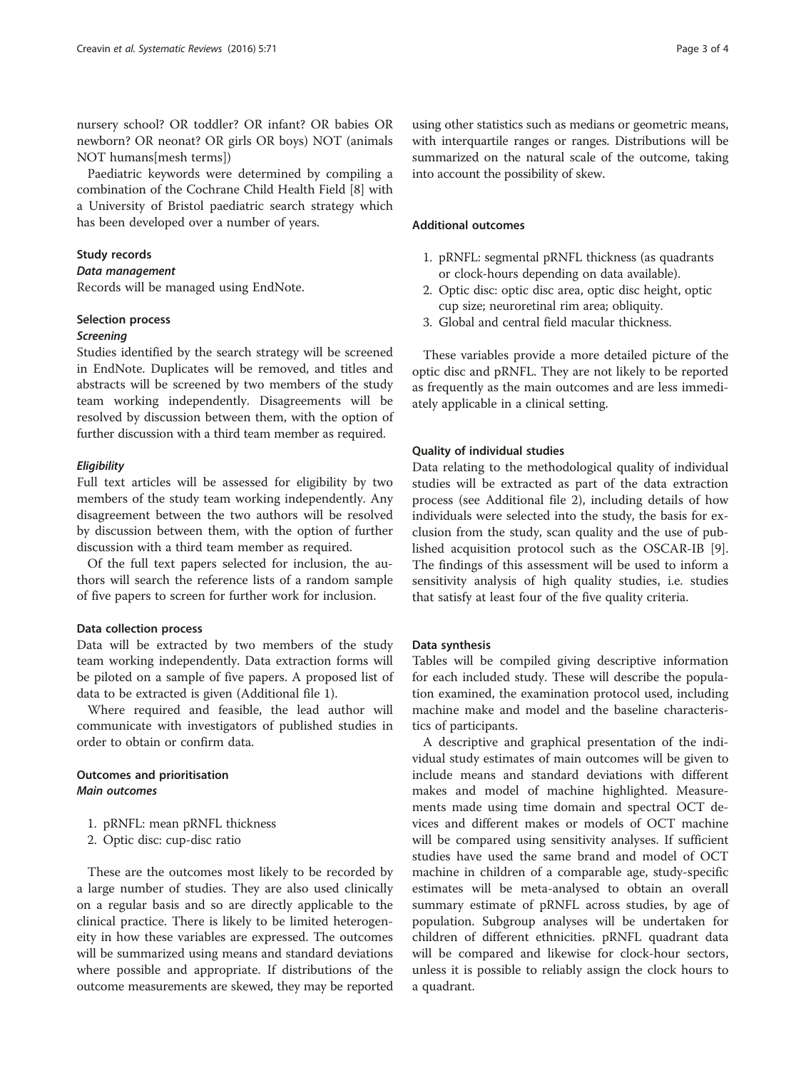nursery school? OR toddler? OR infant? OR babies OR newborn? OR neonat? OR girls OR boys) NOT (animals NOT humans[mesh terms])

Paediatric keywords were determined by compiling a combination of the Cochrane Child Health Field [8] with a University of Bristol paediatric search strategy which has been developed over a number of years.

### Study records

#### *Data management*

Records will be managed using EndNote.

### Selection process

#### *Screening*

Studies identified by the search strategy will be screened in EndNote. Duplicates will be removed, and titles and abstracts will be screened by two members of the study team working independently. Disagreements will be resolved by discussion between them, with the option of further discussion with a third team member as required.

#### *Eligibility*

Full text articles will be assessed for eligibility by two members of the study team working independently. Any disagreement between the two authors will be resolved by discussion between them, with the option of further discussion with a third team member as required.

Of the full text papers selected for inclusion, the authors will search the reference lists of a random sample of five papers to screen for further work for inclusion.

### Data collection process

Data will be extracted by two members of the study team working independently. Data extraction forms will be piloted on a sample of five papers. A proposed list of data to be extracted is given (Additional file 1).

Where required and feasible, the lead author will communicate with investigators of published studies in order to obtain or confirm data.

### Outcomes and prioritisation

#### *Main outcomes*

1. pRNFL: mean pRNFL thickness
2. Optic disc: cup-disc ratio

These are the outcomes most likely to be recorded by a large number of studies. They are also used clinically on a regular basis and so are directly applicable to the clinical practice. There is likely to be limited heterogeneity in how these variables are expressed. The outcomes will be summarized using means and standard deviations where possible and appropriate. If distributions of the outcome measurements are skewed, they may be reported using other statistics such as medians or geometric means, with interquartile ranges or ranges. Distributions will be summarized on the natural scale of the outcome, taking into account the possibility of skew.

### Additional outcomes

1. pRNFL: segmental pRNFL thickness (as quadrants or clock-hours depending on data available).
2. Optic disc: optic disc area, optic disc height, optic cup size; neuroretinal rim area; obliquity.
3. Global and central field macular thickness.

These variables provide a more detailed picture of the optic disc and pRNFL. They are not likely to be reported as frequently as the main outcomes and are less immediately applicable in a clinical setting.

### Quality of individual studies

Data relating to the methodological quality of individual studies will be extracted as part of the data extraction process (see Additional file 2), including details of how individuals were selected into the study, the basis for exclusion from the study, scan quality and the use of published acquisition protocol such as the OSCAR-IB [9]. The findings of this assessment will be used to inform a sensitivity analysis of high quality studies, i.e. studies that satisfy at least four of the five quality criteria.

### Data synthesis

Tables will be compiled giving descriptive information for each included study. These will describe the population examined, the examination protocol used, including machine make and model and the baseline characteristics of participants.

A descriptive and graphical presentation of the individual study estimates of main outcomes will be given to include means and standard deviations with different makes and model of machine highlighted. Measurements made using time domain and spectral OCT devices and different makes or models of OCT machine will be compared using sensitivity analyses. If sufficient studies have used the same brand and model of OCT machine in children of a comparable age, study-specific estimates will be meta-analysed to obtain an overall summary estimate of pRNFL across studies, by age of population. Subgroup analyses will be undertaken for children of different ethnicities. pRNFL quadrant data will be compared and likewise for clock-hour sectors, unless it is possible to reliably assign the clock hours to a quadrant.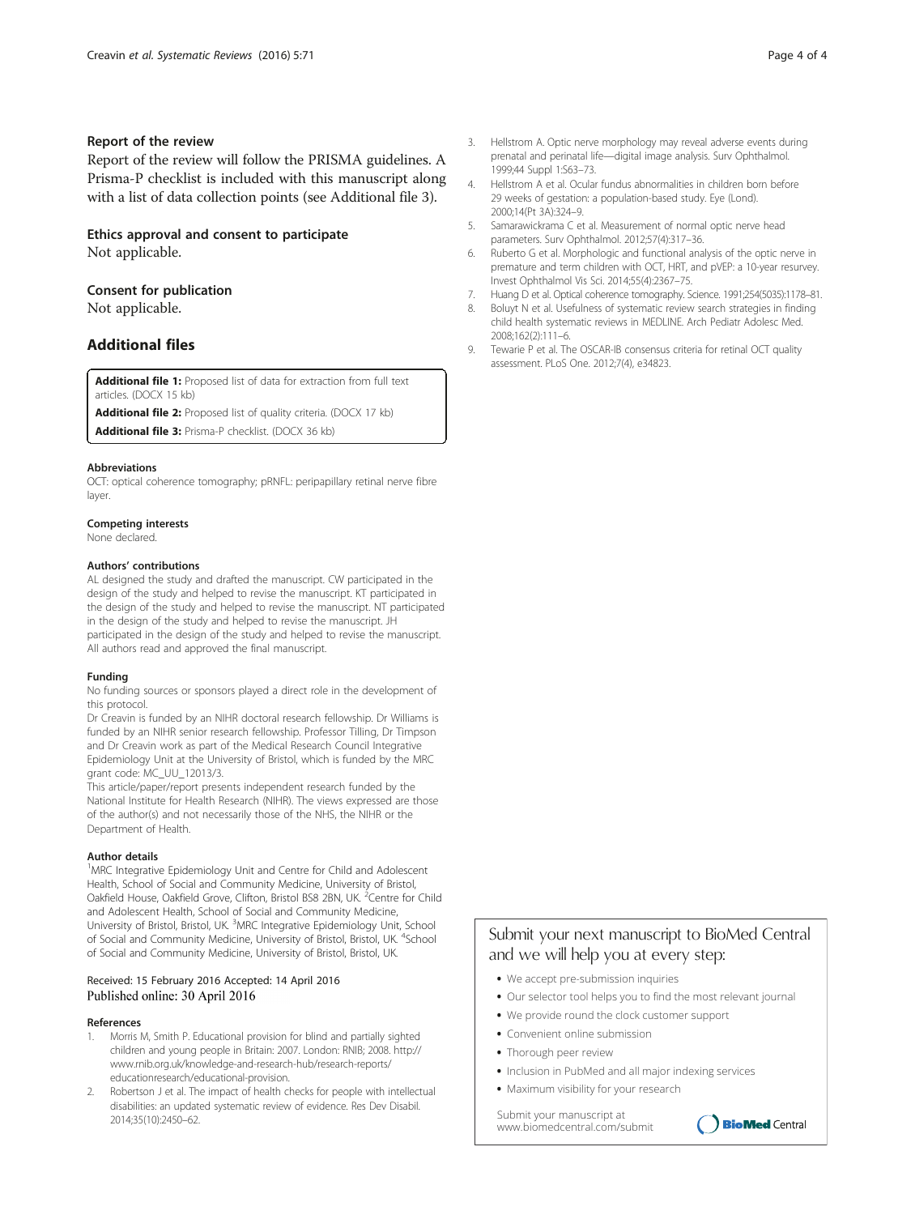## Report of the review

Report of the review will follow the PRISMA guidelines. A Prisma-P checklist is included with this manuscript along with a list of data collection points (see Additional file 3).

## Ethics approval and consent to participate

Not applicable.

## Consent for publication

Not applicable.

## Additional files

**Additional file 1:** Proposed list of data for extraction from full text articles. (DOCX 15 kb)

**Additional file 2:** Proposed list of quality criteria. (DOCX 17 kb)

**Additional file 3:** Prisma-P checklist. (DOCX 36 kb)

### Abbreviations

OCT: optical coherence tomography; pRNFL: peripapillary retinal nerve fibre layer.

### Competing interests

None declared.

### Authors' contributions

AL designed the study and drafted the manuscript. CW participated in the design of the study and helped to revise the manuscript. KT participated in the design of the study and helped to revise the manuscript. NT participated in the design of the study and helped to revise the manuscript. JH participated in the design of the study and helped to revise the manuscript. All authors read and approved the final manuscript.

### Funding

No funding sources or sponsors played a direct role in the development of this protocol.

Dr Creavin is funded by an NIHR doctoral research fellowship. Dr Williams is funded by an NIHR senior research fellowship. Professor Tilling, Dr Timpson and Dr Creavin work as part of the Medical Research Council Integrative Epidemiology Unit at the University of Bristol, which is funded by the MRC grant code: MC_UU_12013/3.

This article/paper/report presents independent research funded by the National Institute for Health Research (NIHR). The views expressed are those of the author(s) and not necessarily those of the NHS, the NIHR or the Department of Health.

### Author details

[1]MRC Integrative Epidemiology Unit and Centre for Child and Adolescent Health, School of Social and Community Medicine, University of Bristol, Oakfield House, Oakfield Grove, Clifton, Bristol BS8 2BN, UK. [2]Centre for Child and Adolescent Health, School of Social and Community Medicine, University of Bristol, Bristol, UK. [3]MRC Integrative Epidemiology Unit, School of Social and Community Medicine, University of Bristol, Bristol, UK. [4]School of Social and Community Medicine, University of Bristol, Bristol, UK.

Received: 15 February 2016 Accepted: 14 April 2016
Published online: 30 April 2016

### References

1. Morris M, Smith P. Educational provision for blind and partially sighted children and young people in Britain: 2007. London: RNIB; 2008. http://www.rnib.org.uk/knowledge-and-research-hub/research-reports/educationresearch/educational-provision.
2. Robertson J et al. The impact of health checks for people with intellectual disabilities: an updated systematic review of evidence. Res Dev Disabil. 2014;35(10):2450–62.
3. Hellstrom A. Optic nerve morphology may reveal adverse events during prenatal and perinatal life—digital image analysis. Surv Ophthalmol. 1999;44 Suppl 1:S63–73.
4. Hellstrom A et al. Ocular fundus abnormalities in children born before 29 weeks of gestation: a population-based study. Eye (Lond). 2000;14(Pt 3A):324–9.
5. Samarawickrama C et al. Measurement of normal optic nerve head parameters. Surv Ophthalmol. 2012;57(4):317–36.
6. Ruberto G et al. Morphologic and functional analysis of the optic nerve in premature and term children with OCT, HRT, and pVEP: a 10-year resurvey. Invest Ophthalmol Vis Sci. 2014;55(4):2367–75.
7. Huang D et al. Optical coherence tomography. Science. 1991;254(5035):1178–81.
8. Boluyt N et al. Usefulness of systematic review search strategies in finding child health systematic reviews in MEDLINE. Arch Pediatr Adolesc Med. 2008;162(2):111–6.
9. Tewarie P et al. The OSCAR-IB consensus criteria for retinal OCT quality assessment. PLoS One. 2012;7(4), e34823.

Submit your next manuscript to BioMed Central and we will help you at every step:

- We accept pre-submission inquiries
- Our selector tool helps you to find the most relevant journal
- We provide round the clock customer support
- Convenient online submission
- Thorough peer review
- Inclusion in PubMed and all major indexing services
- Maximum visibility for your research

Submit your manuscript at www.biomedcentral.com/submit

BioMed Central